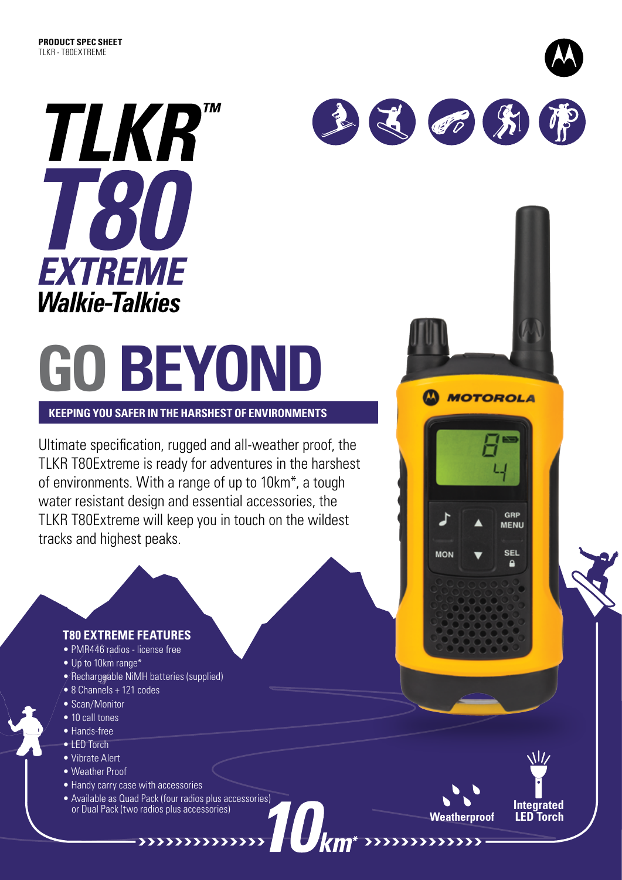**PRODUCT SPEC SHEET**
TLKR - T80EXTREME

# TLKR™ T80 EXTREME Walkie-Talkies

# GO BEYOND

## KEEPING YOU SAFER IN THE HARSHEST OF ENVIRONMENTS

Ultimate specification, rugged and all-weather proof, the TLKR T80Extreme is ready for adventures in the harshest of environments. With a range of up to 10km*, a tough water resistant design and essential accessories, the TLKR T80Extreme will keep you in touch on the wildest tracks and highest peaks.

### T80 EXTREME FEATURES

- PMR446 radios - license free
- Up to 10km range*
- Rechargeable NiMH batteries (supplied)
- 8 Channels + 121 codes
- Scan/Monitor
- 10 call tones
- Hands-free
- LED Torch
- Vibrate Alert
- Weather Proof
- Handy carry case with accessories
- Available as Quad Pack (four radios plus accessories) or Dual Pack (two radios plus accessories)

10km*

Weatherproof

Integrated LED Torch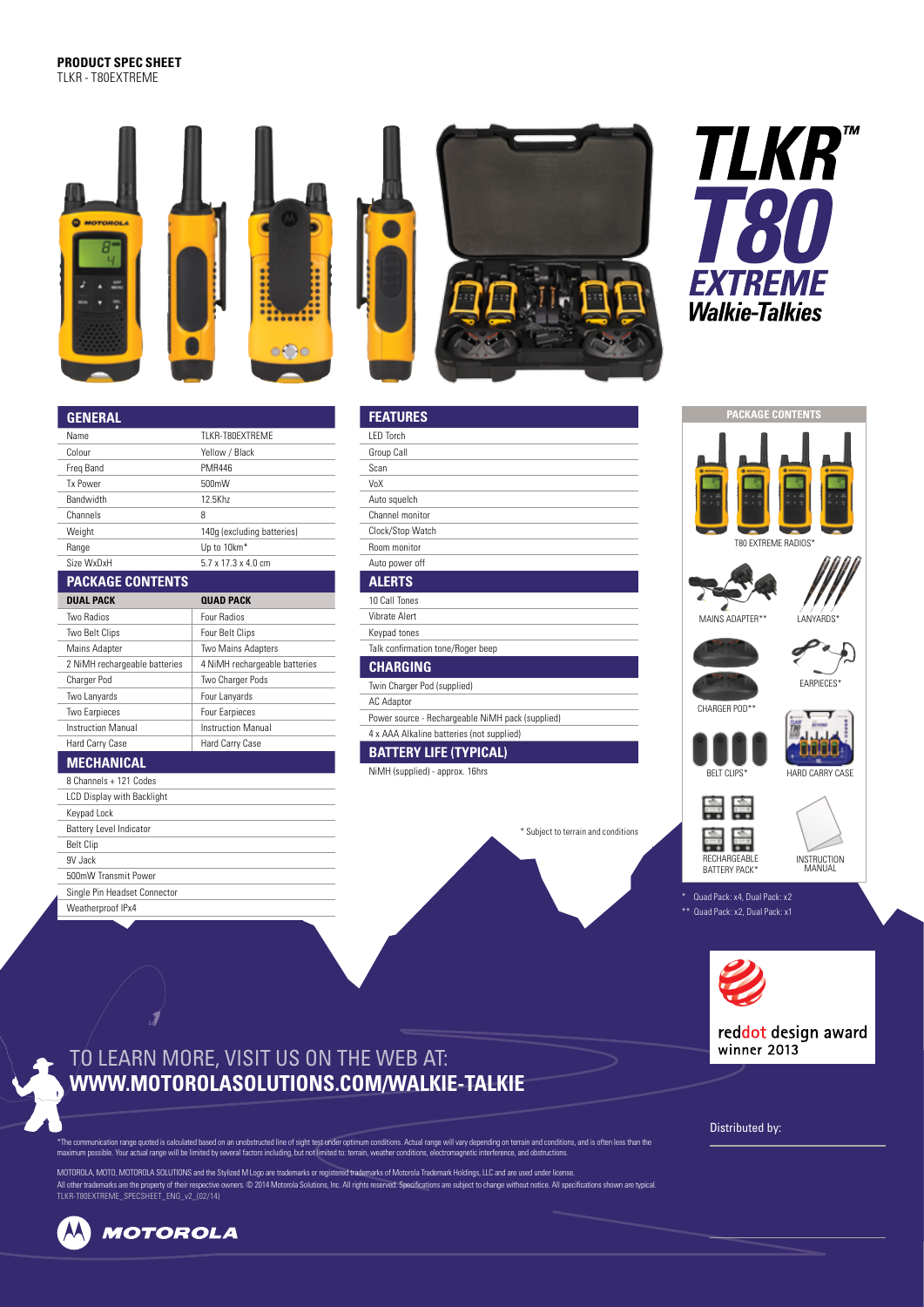**PRODUCT SPEC SHEET**
TLKR - T80EXTREME

# TLKR™ T80 EXTREME Walkie-Talkies

## GENERAL

| | |
|---|---|
| Name | TLKR-T80EXTREME |
| Colour | Yellow / Black |
| Freq Band | PMR446 |
| Tx Power | 500mW |
| Bandwidth | 12.5Khz |
| Channels | 8 |
| Weight | 140g (excluding batteries) |
| Range | Up to 10km* |
| Size WxDxH | 5.7 x 17.3 x 4.0 cm |

## PACKAGE CONTENTS

| DUAL PACK | QUAD PACK |
|---|---|
| Two Radios | Four Radios |
| Two Belt Clips | Four Belt Clips |
| Mains Adapter | Two Mains Adapters |
| 2 NiMH rechargeable batteries | 4 NiMH rechargeable batteries |
| Charger Pod | Two Charger Pods |
| Two Lanyards | Four Lanyards |
| Two Earpieces | Four Earpieces |
| Instruction Manual | Instruction Manual |
| Hard Carry Case | Hard Carry Case |

## MECHANICAL

- 8 Channels + 121 Codes
- LCD Display with Backlight
- Keypad Lock
- Battery Level Indicator
- Belt Clip
- 9V Jack
- 500mW Transmit Power
- Single Pin Headset Connector
- Weatherproof IPx4

## FEATURES

- LED Torch
- Group Call
- Scan
- VoX
- Auto squelch
- Channel monitor
- Clock/Stop Watch
- Room monitor
- Auto power off

## ALERTS

- 10 Call Tones
- Vibrate Alert
- Keypad tones
- Talk confirmation tone/Roger beep

## CHARGING

- Twin Charger Pod (supplied)
- AC Adaptor
- Power source - Rechargeable NiMH pack (supplied)
- 4 x AAA Alkaline batteries (not supplied)

## BATTERY LIFE (TYPICAL)

NiMH (supplied) - approx. 16hrs

\* Subject to terrain and conditions

## PACKAGE CONTENTS

T80 EXTREME RADIOS*

MAINS ADAPTER**

LANYARDS*

EARPIECES*

CHARGER POD**

BELT CLIPS*

HARD CARRY CASE

RECHARGEABLE BATTERY PACK*

INSTRUCTION MANUAL

\* Quad Pack: x4, Dual Pack: x2
\*\* Quad Pack: x2, Dual Pack: x1

reddot design award winner 2013

TO LEARN MORE, VISIT US ON THE WEB AT:
**WWW.MOTOROLASOLUTIONS.COM/WALKIE-TALKIE**

Distributed by:

\*The communication range quoted is calculated based on an unobstructed line of sight test under optimum conditions. Actual range will vary depending on terrain and conditions, and is often less than the maximum possible. Your actual range will be limited by several factors including, but not limited to: terrain, weather conditions, electromagnetic interference, and obstructions.

MOTOROLA, MOTO, MOTOROLA SOLUTIONS and the Stylized M Logo are trademarks or registered trademarks of Motorola Trademark Holdings, LLC and are used under license.
All other trademarks are the property of their respective owners. © 2014 Motorola Solutions, Inc. All rights reserved. Specifications are subject to change without notice. All specifications shown are typical.
TLKR-T80EXTREME_SPECSHEET_ENG_v2_(02/14)

MOTOROLA